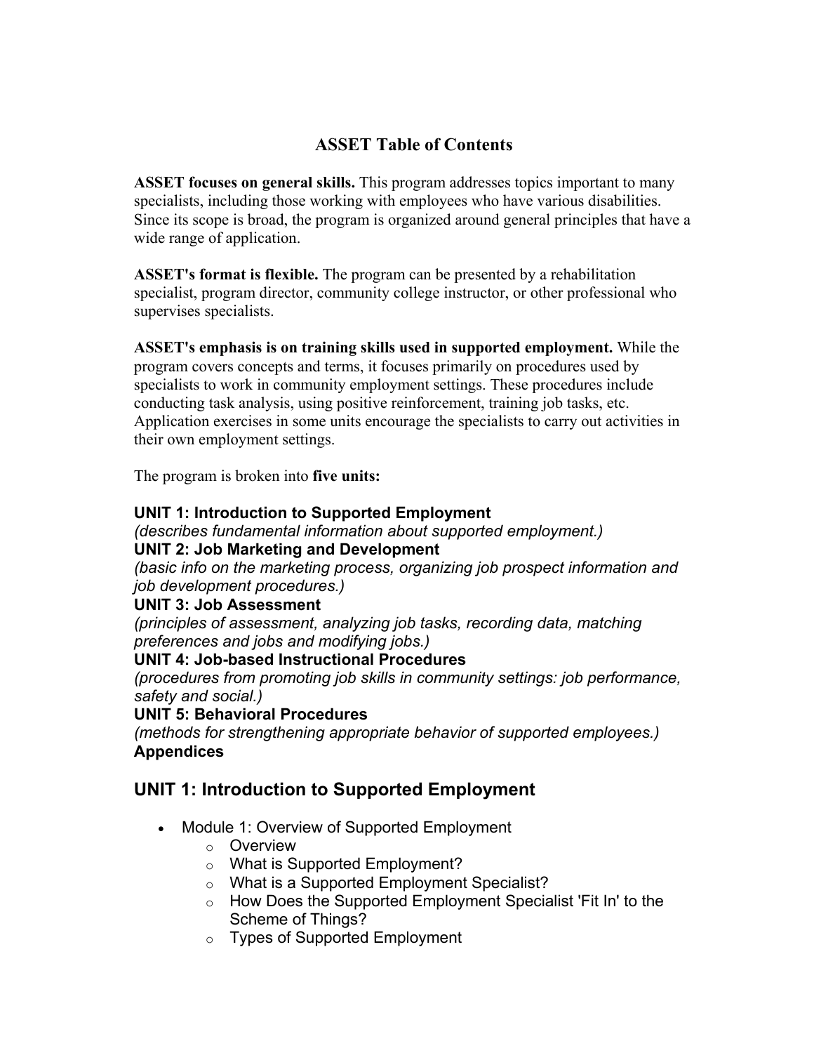# ASSET Table of Contents

**ASSET focuses on general skills.** This program addresses topics important to many specialists, including those working with employees who have various disabilities. Since its scope is broad, the program is organized around general principles that have a wide range of application.

**ASSET's format is flexible.** The program can be presented by a rehabilitation specialist, program director, community college instructor, or other professional who supervises specialists.

**ASSET's emphasis is on training skills used in supported employment.** While the program covers concepts and terms, it focuses primarily on procedures used by specialists to work in community employment settings. These procedures include conducting task analysis, using positive reinforcement, training job tasks, etc. Application exercises in some units encourage the specialists to carry out activities in their own employment settings.

The program is broken into **five units:**

**UNIT 1: Introduction to Supported Employment**
*(describes fundamental information about supported employment.)*
**UNIT 2: Job Marketing and Development**
*(basic info on the marketing process, organizing job prospect information and job development procedures.)*
**UNIT 3: Job Assessment**
*(principles of assessment, analyzing job tasks, recording data, matching preferences and jobs and modifying jobs.)*
**UNIT 4: Job-based Instructional Procedures**
*(procedures from promoting job skills in community settings: job performance, safety and social.)*
**UNIT 5: Behavioral Procedures**
*(methods for strengthening appropriate behavior of supported employees.)*
**Appendices**

## UNIT 1: Introduction to Supported Employment

- Module 1: Overview of Supported Employment
  - Overview
  - What is Supported Employment?
  - What is a Supported Employment Specialist?
  - How Does the Supported Employment Specialist 'Fit In' to the Scheme of Things?
  - Types of Supported Employment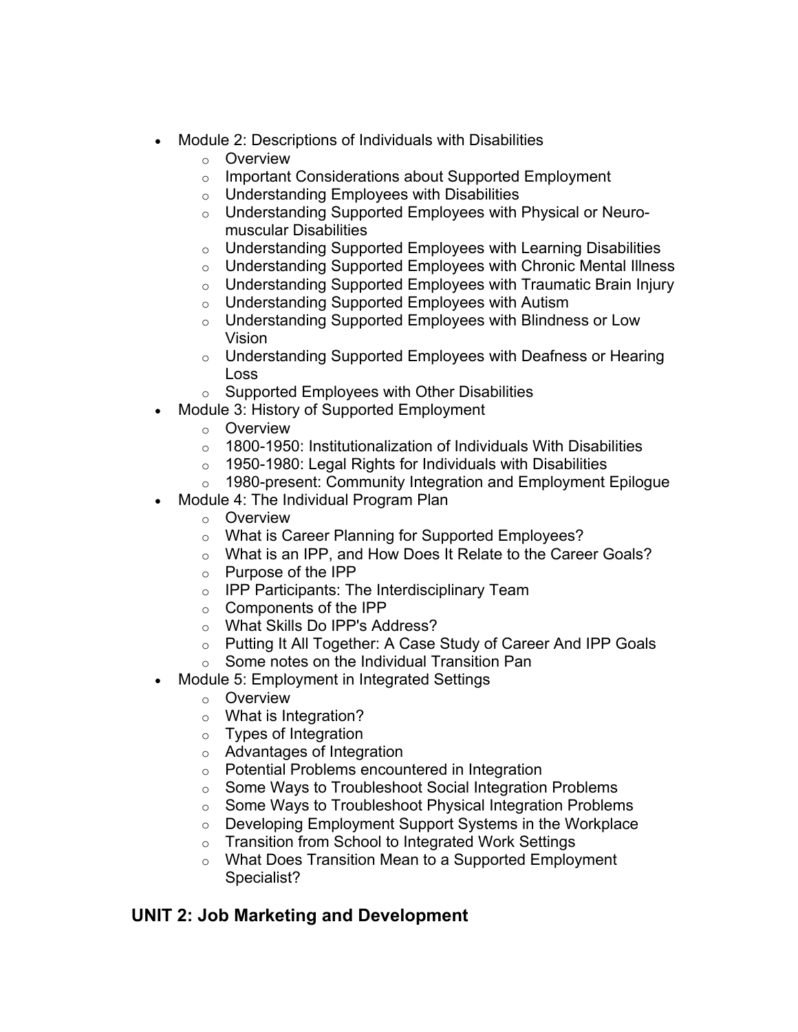- Module 2: Descriptions of Individuals with Disabilities
  - Overview
  - Important Considerations about Supported Employment
  - Understanding Employees with Disabilities
  - Understanding Supported Employees with Physical or Neuro-muscular Disabilities
  - Understanding Supported Employees with Learning Disabilities
  - Understanding Supported Employees with Chronic Mental Illness
  - Understanding Supported Employees with Traumatic Brain Injury
  - Understanding Supported Employees with Autism
  - Understanding Supported Employees with Blindness or Low Vision
  - Understanding Supported Employees with Deafness or Hearing Loss
  - Supported Employees with Other Disabilities
- Module 3: History of Supported Employment
  - Overview
  - 1800-1950: Institutionalization of Individuals With Disabilities
  - 1950-1980: Legal Rights for Individuals with Disabilities
  - 1980-present: Community Integration and Employment Epilogue
- Module 4: The Individual Program Plan
  - Overview
  - What is Career Planning for Supported Employees?
  - What is an IPP, and How Does It Relate to the Career Goals?
  - Purpose of the IPP
  - IPP Participants: The Interdisciplinary Team
  - Components of the IPP
  - What Skills Do IPP's Address?
  - Putting It All Together: A Case Study of Career And IPP Goals
  - Some notes on the Individual Transition Pan
- Module 5: Employment in Integrated Settings
  - Overview
  - What is Integration?
  - Types of Integration
  - Advantages of Integration
  - Potential Problems encountered in Integration
  - Some Ways to Troubleshoot Social Integration Problems
  - Some Ways to Troubleshoot Physical Integration Problems
  - Developing Employment Support Systems in the Workplace
  - Transition from School to Integrated Work Settings
  - What Does Transition Mean to a Supported Employment Specialist?

## UNIT 2: Job Marketing and Development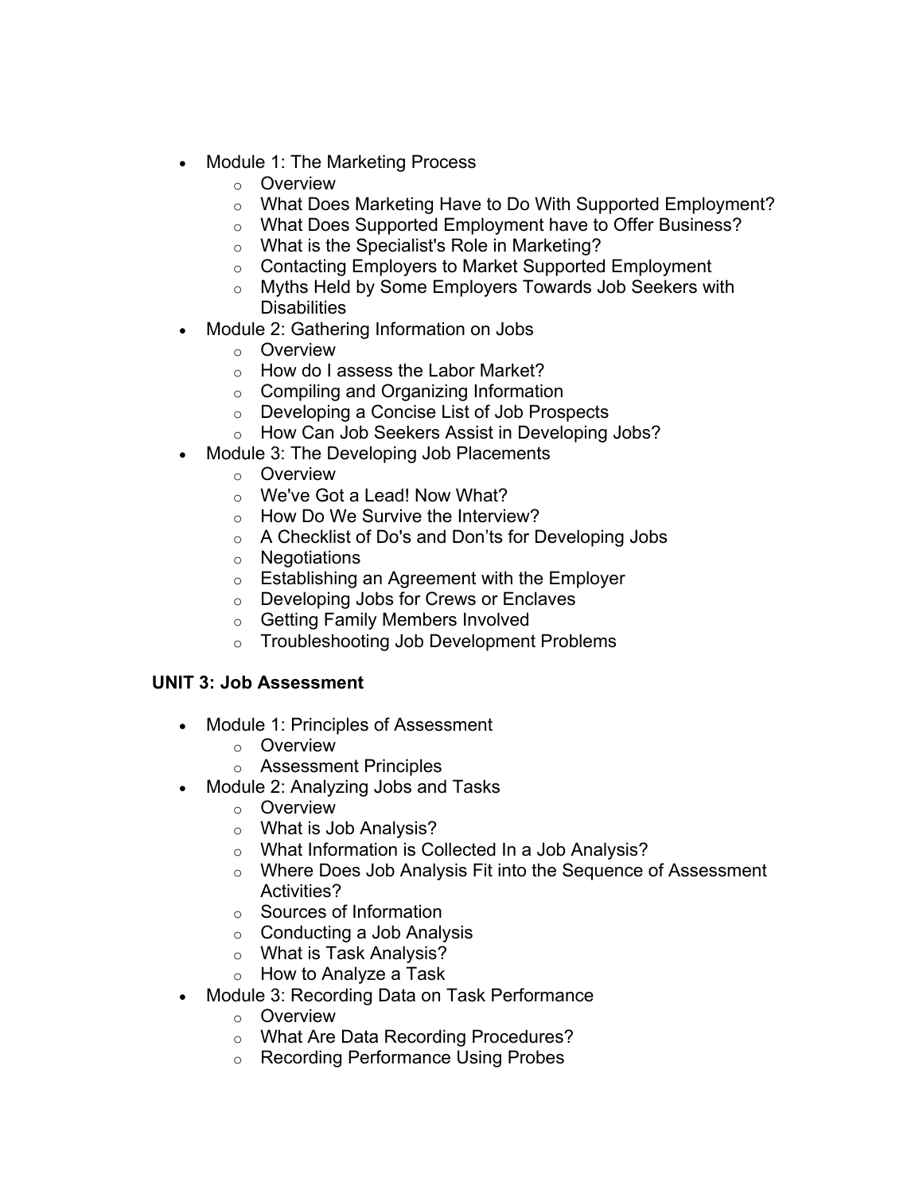- Module 1: The Marketing Process
    - Overview
    - What Does Marketing Have to Do With Supported Employment?
    - What Does Supported Employment have to Offer Business?
    - What is the Specialist's Role in Marketing?
    - Contacting Employers to Market Supported Employment
    - Myths Held by Some Employers Towards Job Seekers with Disabilities
- Module 2: Gathering Information on Jobs
    - Overview
    - How do I assess the Labor Market?
    - Compiling and Organizing Information
    - Developing a Concise List of Job Prospects
    - How Can Job Seekers Assist in Developing Jobs?
- Module 3: The Developing Job Placements
    - Overview
    - We've Got a Lead! Now What?
    - How Do We Survive the Interview?
    - A Checklist of Do's and Don'ts for Developing Jobs
    - Negotiations
    - Establishing an Agreement with the Employer
    - Developing Jobs for Crews or Enclaves
    - Getting Family Members Involved
    - Troubleshooting Job Development Problems

**UNIT 3: Job Assessment**

- Module 1: Principles of Assessment
    - Overview
    - Assessment Principles
- Module 2: Analyzing Jobs and Tasks
    - Overview
    - What is Job Analysis?
    - What Information is Collected In a Job Analysis?
    - Where Does Job Analysis Fit into the Sequence of Assessment Activities?
    - Sources of Information
    - Conducting a Job Analysis
    - What is Task Analysis?
    - How to Analyze a Task
- Module 3: Recording Data on Task Performance
    - Overview
    - What Are Data Recording Procedures?
    - Recording Performance Using Probes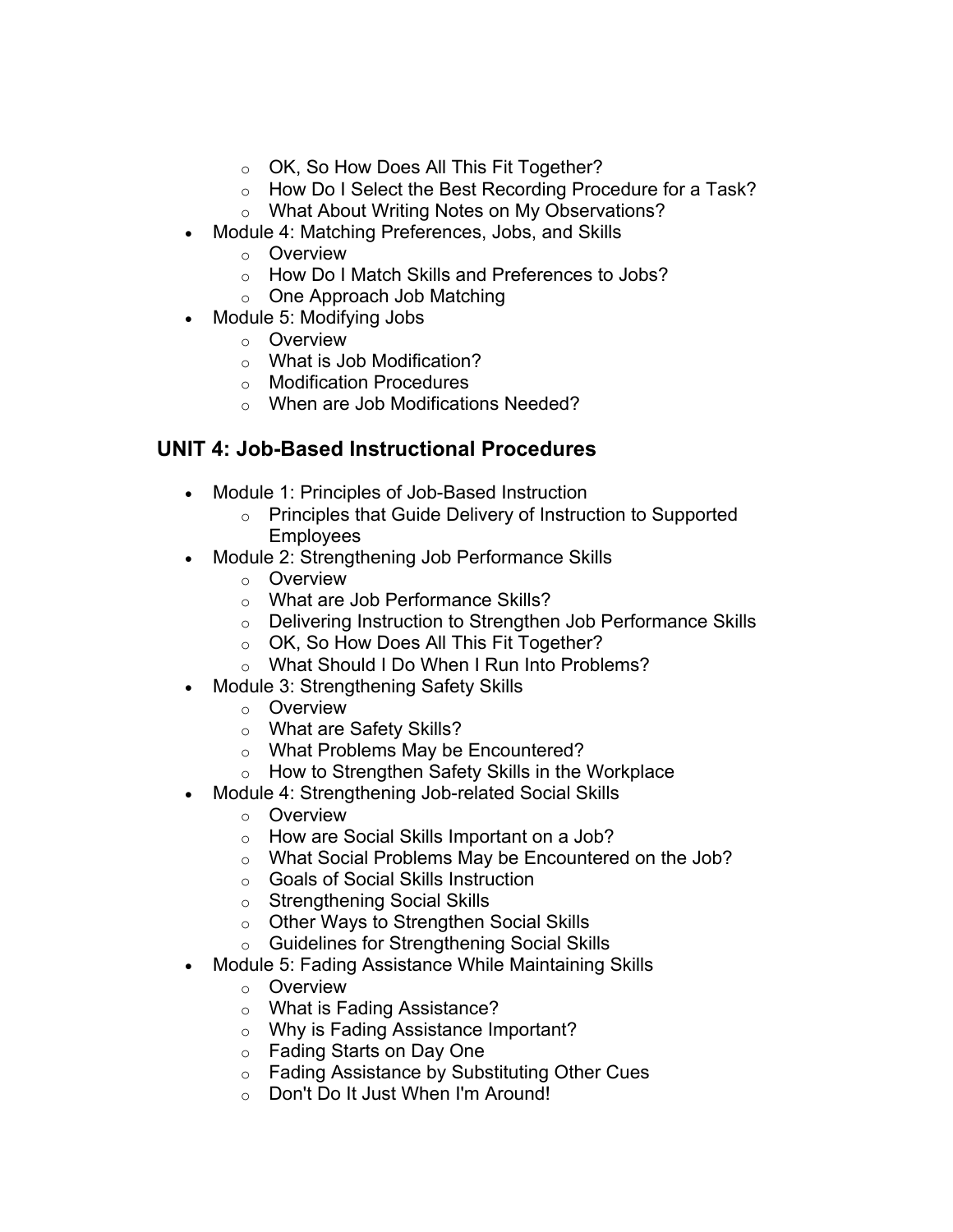- OK, So How Does All This Fit Together?
  - How Do I Select the Best Recording Procedure for a Task?
  - What About Writing Notes on My Observations?
- Module 4: Matching Preferences, Jobs, and Skills
  - Overview
  - How Do I Match Skills and Preferences to Jobs?
  - One Approach Job Matching
- Module 5: Modifying Jobs
  - Overview
  - What is Job Modification?
  - Modification Procedures
  - When are Job Modifications Needed?

## UNIT 4: Job-Based Instructional Procedures

- Module 1: Principles of Job-Based Instruction
  - Principles that Guide Delivery of Instruction to Supported Employees
- Module 2: Strengthening Job Performance Skills
  - Overview
  - What are Job Performance Skills?
  - Delivering Instruction to Strengthen Job Performance Skills
  - OK, So How Does All This Fit Together?
  - What Should I Do When I Run Into Problems?
- Module 3: Strengthening Safety Skills
  - Overview
  - What are Safety Skills?
  - What Problems May be Encountered?
  - How to Strengthen Safety Skills in the Workplace
- Module 4: Strengthening Job-related Social Skills
  - Overview
  - How are Social Skills Important on a Job?
  - What Social Problems May be Encountered on the Job?
  - Goals of Social Skills Instruction
  - Strengthening Social Skills
  - Other Ways to Strengthen Social Skills
  - Guidelines for Strengthening Social Skills
- Module 5: Fading Assistance While Maintaining Skills
  - Overview
  - What is Fading Assistance?
  - Why is Fading Assistance Important?
  - Fading Starts on Day One
  - Fading Assistance by Substituting Other Cues
  - Don't Do It Just When I'm Around!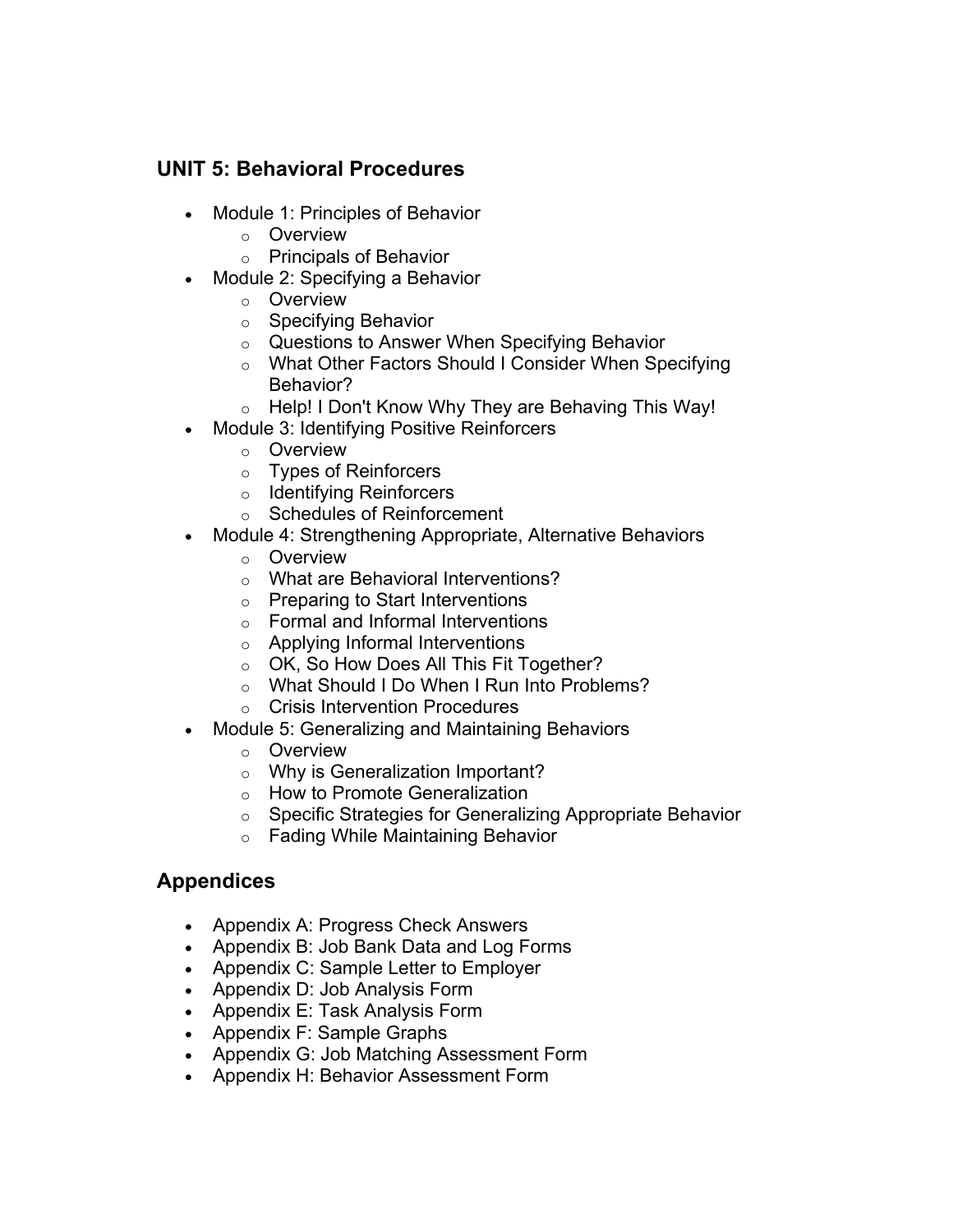## UNIT 5: Behavioral Procedures

- Module 1: Principles of Behavior
  - Overview
  - Principals of Behavior
- Module 2: Specifying a Behavior
  - Overview
  - Specifying Behavior
  - Questions to Answer When Specifying Behavior
  - What Other Factors Should I Consider When Specifying Behavior?
  - Help! I Don't Know Why They are Behaving This Way!
- Module 3: Identifying Positive Reinforcers
  - Overview
  - Types of Reinforcers
  - Identifying Reinforcers
  - Schedules of Reinforcement
- Module 4: Strengthening Appropriate, Alternative Behaviors
  - Overview
  - What are Behavioral Interventions?
  - Preparing to Start Interventions
  - Formal and Informal Interventions
  - Applying Informal Interventions
  - OK, So How Does All This Fit Together?
  - What Should I Do When I Run Into Problems?
  - Crisis Intervention Procedures
- Module 5: Generalizing and Maintaining Behaviors
  - Overview
  - Why is Generalization Important?
  - How to Promote Generalization
  - Specific Strategies for Generalizing Appropriate Behavior
  - Fading While Maintaining Behavior

## Appendices

- Appendix A: Progress Check Answers
- Appendix B: Job Bank Data and Log Forms
- Appendix C: Sample Letter to Employer
- Appendix D: Job Analysis Form
- Appendix E: Task Analysis Form
- Appendix F: Sample Graphs
- Appendix G: Job Matching Assessment Form
- Appendix H: Behavior Assessment Form